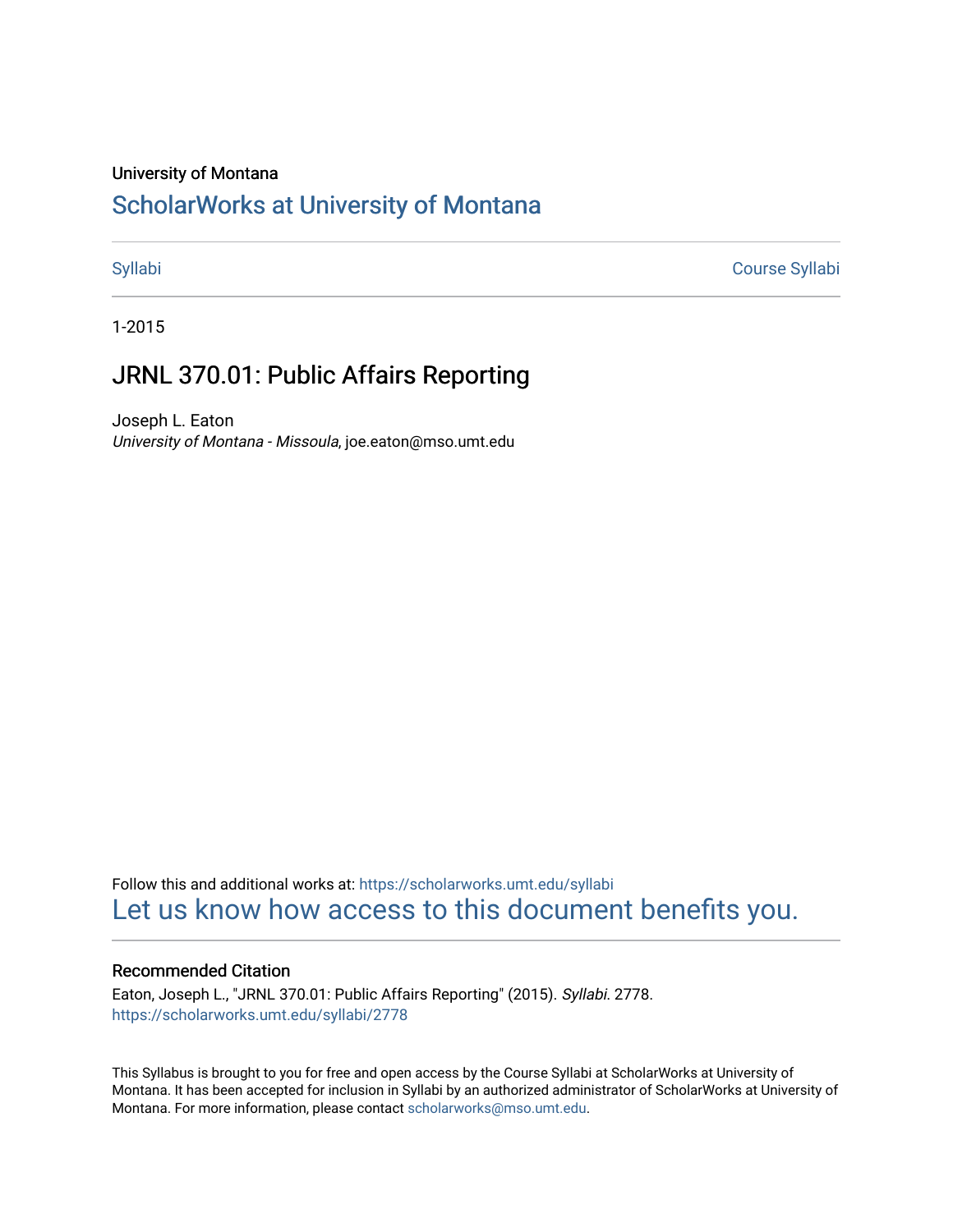University of Montana

# ScholarWorks at University of Montana

Syllabi | Course Syllabi

1-2015

## JRNL 370.01: Public Affairs Reporting

Joseph L. Eaton
*University of Montana - Missoula*, joe.eaton@mso.umt.edu

Follow this and additional works at: https://scholarworks.umt.edu/syllabi
Let us know how access to this document benefits you.

### Recommended Citation

Eaton, Joseph L., "JRNL 370.01: Public Affairs Reporting" (2015). *Syllabi*. 2778.
https://scholarworks.umt.edu/syllabi/2778

This Syllabus is brought to you for free and open access by the Course Syllabi at ScholarWorks at University of Montana. It has been accepted for inclusion in Syllabi by an authorized administrator of ScholarWorks at University of Montana. For more information, please contact scholarworks@mso.umt.edu.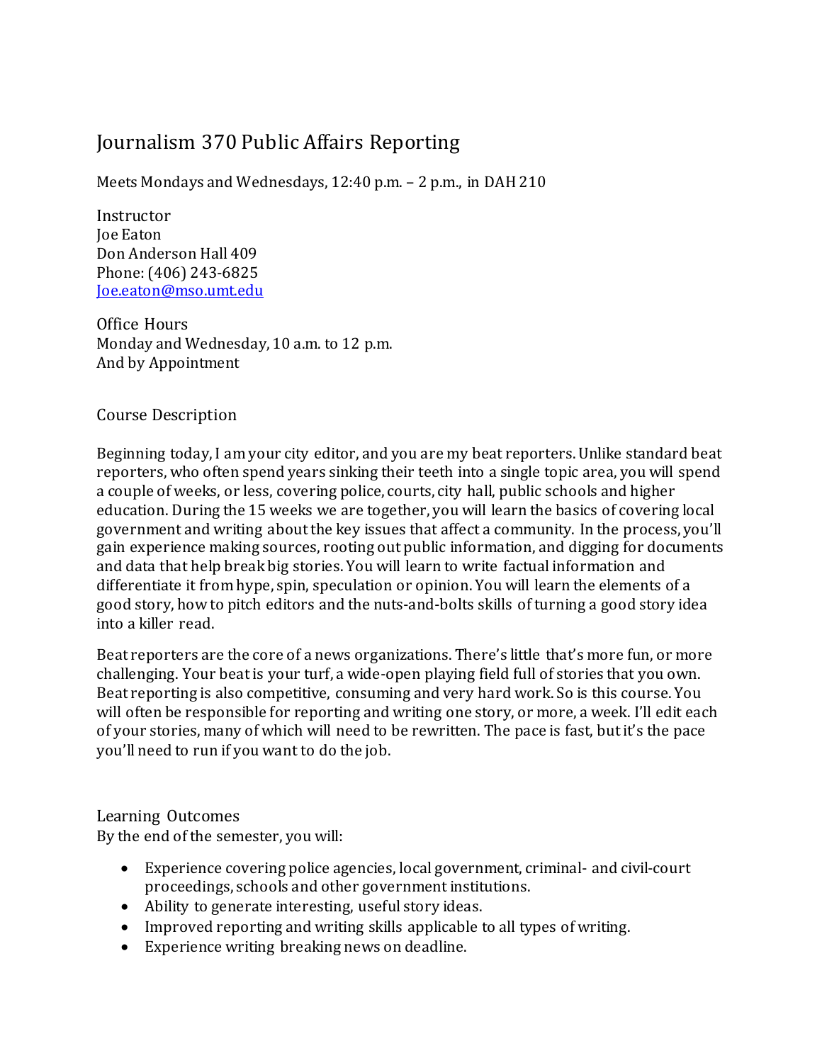# Journalism 370 Public Affairs Reporting

Meets Mondays and Wednesdays, 12:40 p.m. – 2 p.m., in DAH 210

## Instructor

Joe Eaton
Don Anderson Hall 409
Phone: (406) 243-6825
[Joe.eaton@mso.umt.edu](mailto:Joe.eaton@mso.umt.edu)

## Office Hours

Monday and Wednesday, 10 a.m. to 12 p.m.
And by Appointment

## Course Description

Beginning today, I am your city editor, and you are my beat reporters. Unlike standard beat reporters, who often spend years sinking their teeth into a single topic area, you will spend a couple of weeks, or less, covering police, courts, city hall, public schools and higher education. During the 15 weeks we are together, you will learn the basics of covering local government and writing about the key issues that affect a community. In the process, you'll gain experience making sources, rooting out public information, and digging for documents and data that help break big stories. You will learn to write factual information and differentiate it from hype, spin, speculation or opinion. You will learn the elements of a good story, how to pitch editors and the nuts-and-bolts skills of turning a good story idea into a killer read.

Beat reporters are the core of a news organizations. There's little that's more fun, or more challenging. Your beat is your turf, a wide-open playing field full of stories that you own. Beat reporting is also competitive, consuming and very hard work. So is this course. You will often be responsible for reporting and writing one story, or more, a week. I'll edit each of your stories, many of which will need to be rewritten. The pace is fast, but it's the pace you'll need to run if you want to do the job.

## Learning Outcomes

By the end of the semester, you will:

- Experience covering police agencies, local government, criminal- and civil-court proceedings, schools and other government institutions.
- Ability to generate interesting, useful story ideas.
- Improved reporting and writing skills applicable to all types of writing.
- Experience writing breaking news on deadline.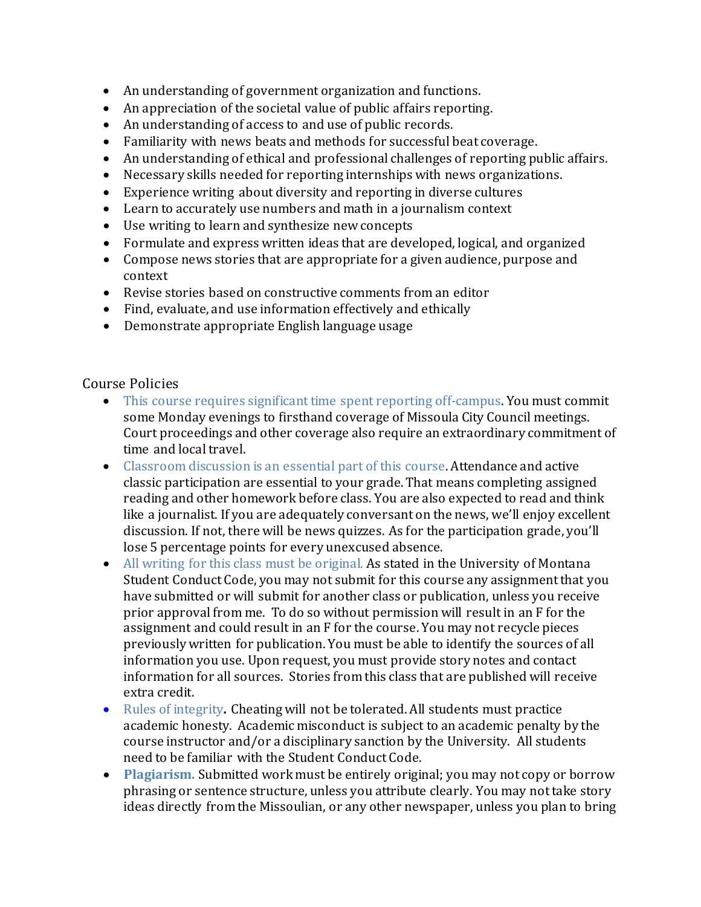- An understanding of government organization and functions.
- An appreciation of the societal value of public affairs reporting.
- An understanding of access to and use of public records.
- Familiarity with news beats and methods for successful beat coverage.
- An understanding of ethical and professional challenges of reporting public affairs.
- Necessary skills needed for reporting internships with news organizations.
- Experience writing about diversity and reporting in diverse cultures
- Learn to accurately use numbers and math in a journalism context
- Use writing to learn and synthesize new concepts
- Formulate and express written ideas that are developed, logical, and organized
- Compose news stories that are appropriate for a given audience, purpose and context
- Revise stories based on constructive comments from an editor
- Find, evaluate, and use information effectively and ethically
- Demonstrate appropriate English language usage

## Course Policies

- This course requires significant time spent reporting off-campus. You must commit some Monday evenings to firsthand coverage of Missoula City Council meetings. Court proceedings and other coverage also require an extraordinary commitment of time and local travel.
- Classroom discussion is an essential part of this course. Attendance and active classic participation are essential to your grade. That means completing assigned reading and other homework before class. You are also expected to read and think like a journalist. If you are adequately conversant on the news, we'll enjoy excellent discussion. If not, there will be news quizzes. As for the participation grade, you'll lose 5 percentage points for every unexcused absence.
- All writing for this class must be original. As stated in the University of Montana Student Conduct Code, you may not submit for this course any assignment that you have submitted or will submit for another class or publication, unless you receive prior approval from me. To do so without permission will result in an F for the assignment and could result in an F for the course. You may not recycle pieces previously written for publication. You must be able to identify the sources of all information you use. Upon request, you must provide story notes and contact information for all sources. Stories from this class that are published will receive extra credit.
- Rules of integrity**.** Cheating will not be tolerated. All students must practice academic honesty. Academic misconduct is subject to an academic penalty by the course instructor and/or a disciplinary sanction by the University. All students need to be familiar with the Student Conduct Code.
- **Plagiarism.** Submitted work must be entirely original; you may not copy or borrow phrasing or sentence structure, unless you attribute clearly. You may not take story ideas directly from the Missoulian, or any other newspaper, unless you plan to bring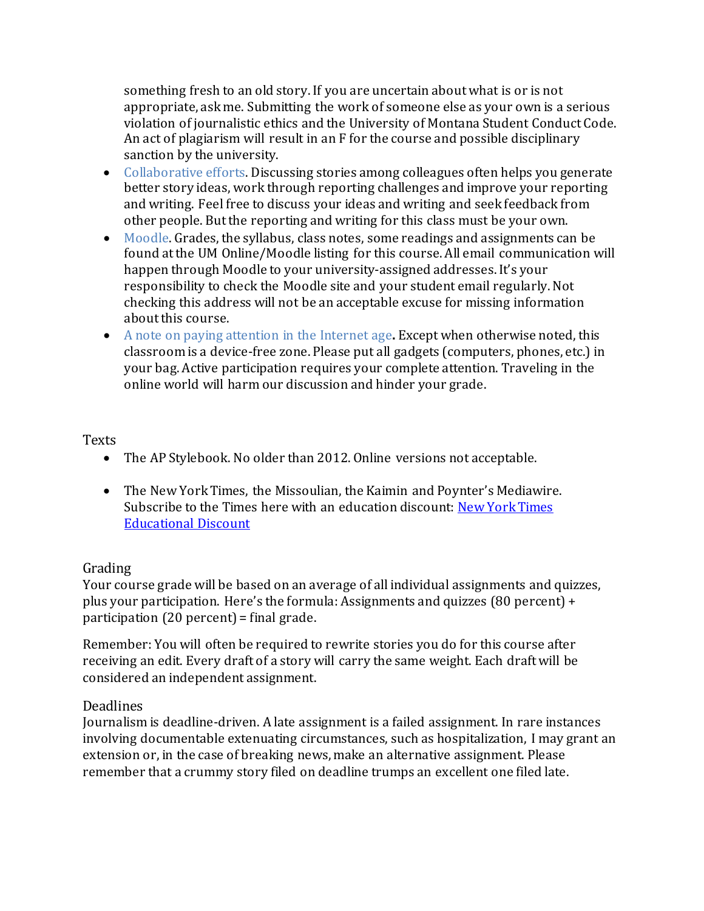something fresh to an old story. If you are uncertain about what is or is not appropriate, ask me. Submitting the work of someone else as your own is a serious violation of journalistic ethics and the University of Montana Student Conduct Code. An act of plagiarism will result in an F for the course and possible disciplinary sanction by the university.

- Collaborative efforts. Discussing stories among colleagues often helps you generate better story ideas, work through reporting challenges and improve your reporting and writing. Feel free to discuss your ideas and writing and seek feedback from other people. But the reporting and writing for this class must be your own.
- Moodle. Grades, the syllabus, class notes, some readings and assignments can be found at the UM Online/Moodle listing for this course. All email communication will happen through Moodle to your university-assigned addresses. It's your responsibility to check the Moodle site and your student email regularly. Not checking this address will not be an acceptable excuse for missing information about this course.
- A note on paying attention in the Internet age**.** Except when otherwise noted, this classroom is a device-free zone. Please put all gadgets (computers, phones, etc.) in your bag. Active participation requires your complete attention. Traveling in the online world will harm our discussion and hinder your grade.

## Texts

- The AP Stylebook. No older than 2012. Online versions not acceptable.
- The New York Times, the Missoulian, the Kaimin and Poynter's Mediawire. Subscribe to the Times here with an education discount: New York Times Educational Discount

## Grading

Your course grade will be based on an average of all individual assignments and quizzes, plus your participation. Here's the formula: Assignments and quizzes (80 percent) + participation (20 percent) = final grade.

Remember: You will often be required to rewrite stories you do for this course after receiving an edit. Every draft of a story will carry the same weight. Each draft will be considered an independent assignment.

## Deadlines

Journalism is deadline-driven. A late assignment is a failed assignment. In rare instances involving documentable extenuating circumstances, such as hospitalization, I may grant an extension or, in the case of breaking news, make an alternative assignment. Please remember that a crummy story filed on deadline trumps an excellent one filed late.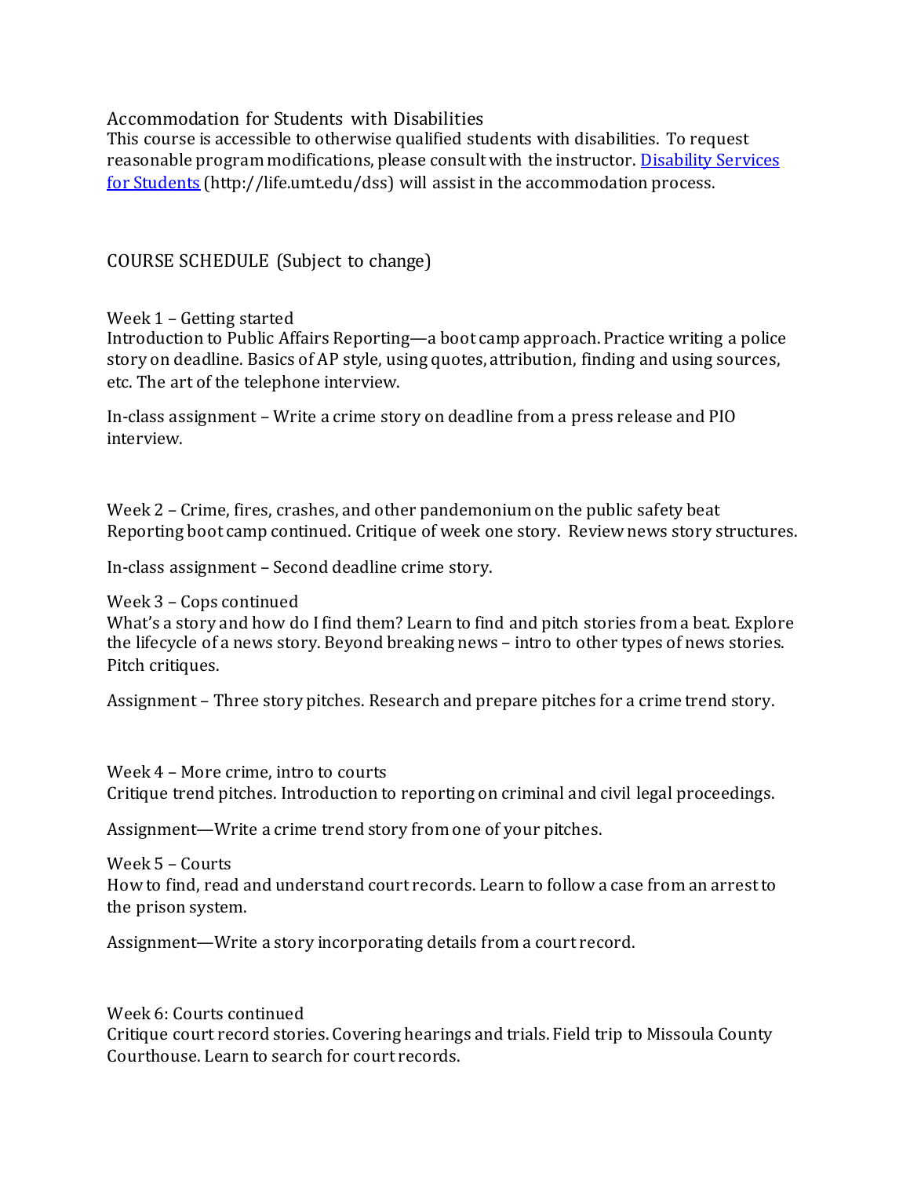## Accommodation for Students with Disabilities

This course is accessible to otherwise qualified students with disabilities. To request reasonable program modifications, please consult with the instructor. [Disability Services for Students](http://life.umt.edu/dss) (http://life.umt.edu/dss) will assist in the accommodation process.

## COURSE SCHEDULE (Subject to change)

### Week 1 – Getting started

Introduction to Public Affairs Reporting—a boot camp approach. Practice writing a police story on deadline. Basics of AP style, using quotes, attribution, finding and using sources, etc. The art of the telephone interview.

In-class assignment – Write a crime story on deadline from a press release and PIO interview.

### Week 2 – Crime, fires, crashes, and other pandemonium on the public safety beat

Reporting boot camp continued. Critique of week one story. Review news story structures.

In-class assignment – Second deadline crime story.

### Week 3 – Cops continued

What's a story and how do I find them? Learn to find and pitch stories from a beat. Explore the lifecycle of a news story. Beyond breaking news – intro to other types of news stories. Pitch critiques.

Assignment – Three story pitches. Research and prepare pitches for a crime trend story.

### Week 4 – More crime, intro to courts

Critique trend pitches. Introduction to reporting on criminal and civil legal proceedings.

Assignment—Write a crime trend story from one of your pitches.

### Week 5 – Courts

How to find, read and understand court records. Learn to follow a case from an arrest to the prison system.

Assignment—Write a story incorporating details from a court record.

### Week 6: Courts continued

Critique court record stories. Covering hearings and trials. Field trip to Missoula County Courthouse. Learn to search for court records.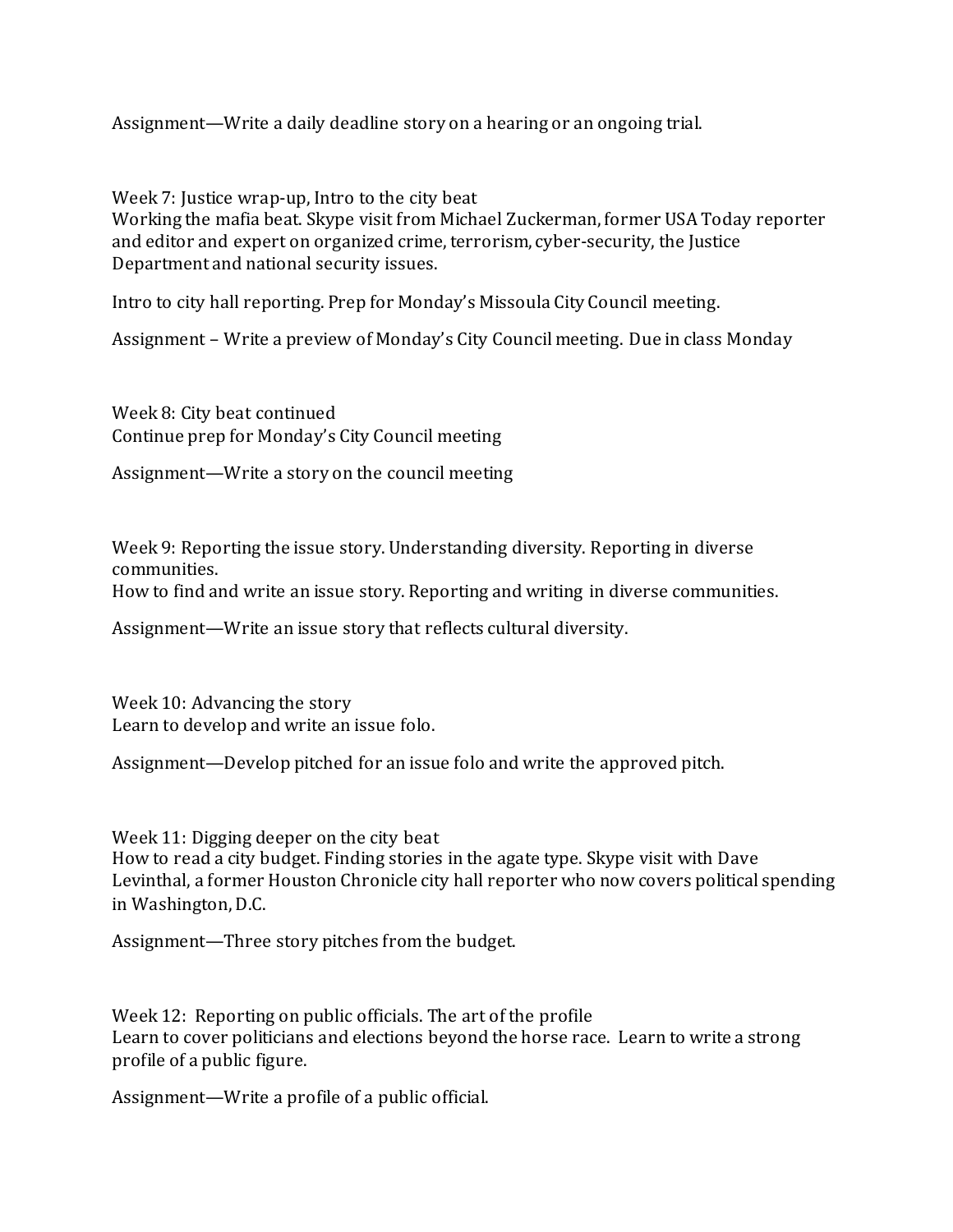Assignment—Write a daily deadline story on a hearing or an ongoing trial.

Week 7: Justice wrap-up, Intro to the city beat
Working the mafia beat. Skype visit from Michael Zuckerman, former USA Today reporter and editor and expert on organized crime, terrorism, cyber-security, the Justice Department and national security issues.

Intro to city hall reporting. Prep for Monday's Missoula City Council meeting.

Assignment – Write a preview of Monday's City Council meeting. Due in class Monday

Week 8: City beat continued
Continue prep for Monday's City Council meeting

Assignment—Write a story on the council meeting

Week 9: Reporting the issue story. Understanding diversity. Reporting in diverse communities.
How to find and write an issue story. Reporting and writing in diverse communities.

Assignment—Write an issue story that reflects cultural diversity.

Week 10: Advancing the story
Learn to develop and write an issue folo.

Assignment—Develop pitched for an issue folo and write the approved pitch.

Week 11: Digging deeper on the city beat
How to read a city budget. Finding stories in the agate type. Skype visit with Dave Levinthal, a former Houston Chronicle city hall reporter who now covers political spending in Washington, D.C.

Assignment—Three story pitches from the budget.

Week 12: Reporting on public officials. The art of the profile
Learn to cover politicians and elections beyond the horse race. Learn to write a strong profile of a public figure.

Assignment—Write a profile of a public official.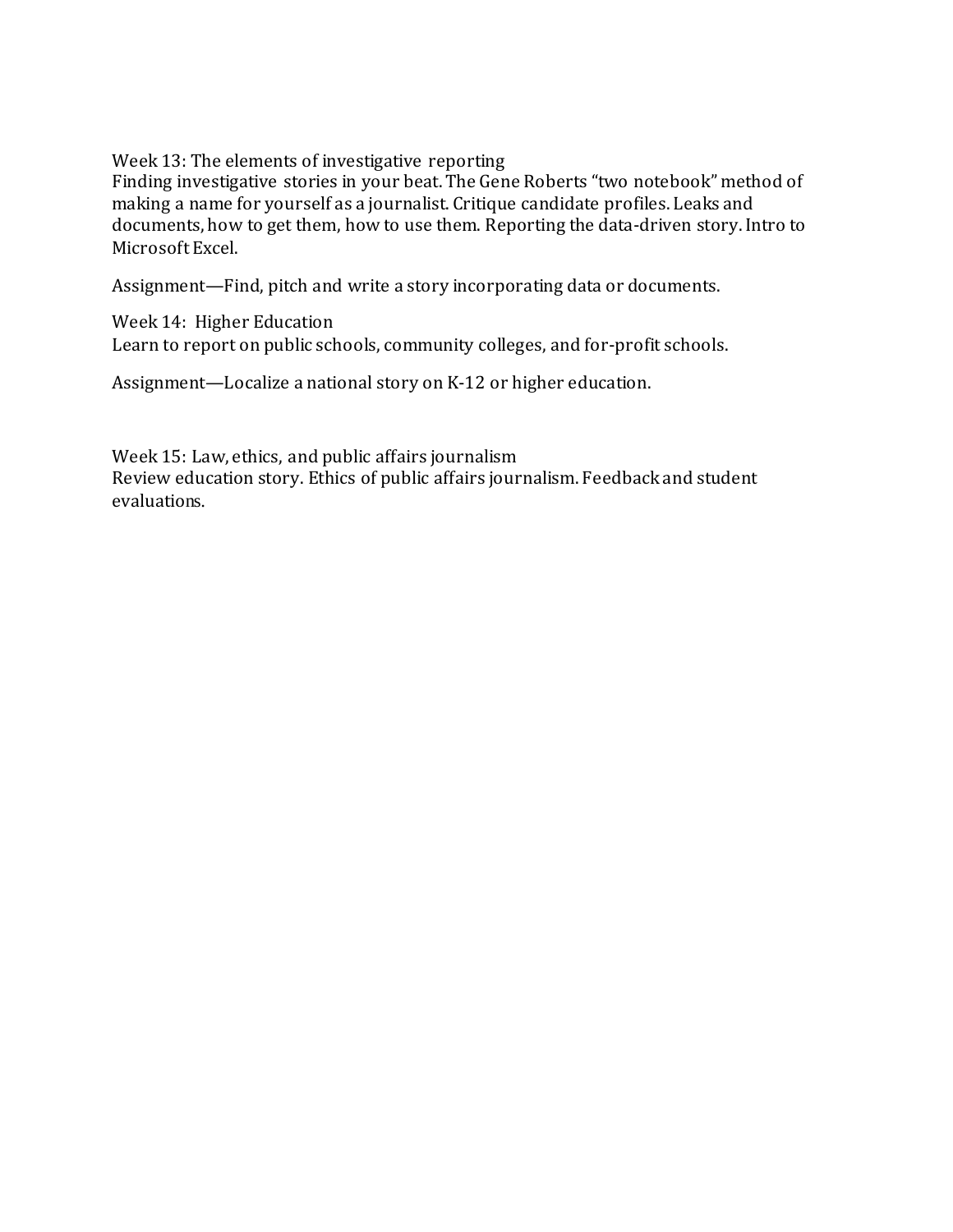Week 13: The elements of investigative reporting
Finding investigative stories in your beat. The Gene Roberts "two notebook" method of making a name for yourself as a journalist. Critique candidate profiles. Leaks and documents, how to get them, how to use them. Reporting the data-driven story. Intro to Microsoft Excel.

Assignment—Find, pitch and write a story incorporating data or documents.

Week 14: Higher Education
Learn to report on public schools, community colleges, and for-profit schools.

Assignment—Localize a national story on K-12 or higher education.

Week 15: Law, ethics, and public affairs journalism
Review education story. Ethics of public affairs journalism. Feedback and student evaluations.